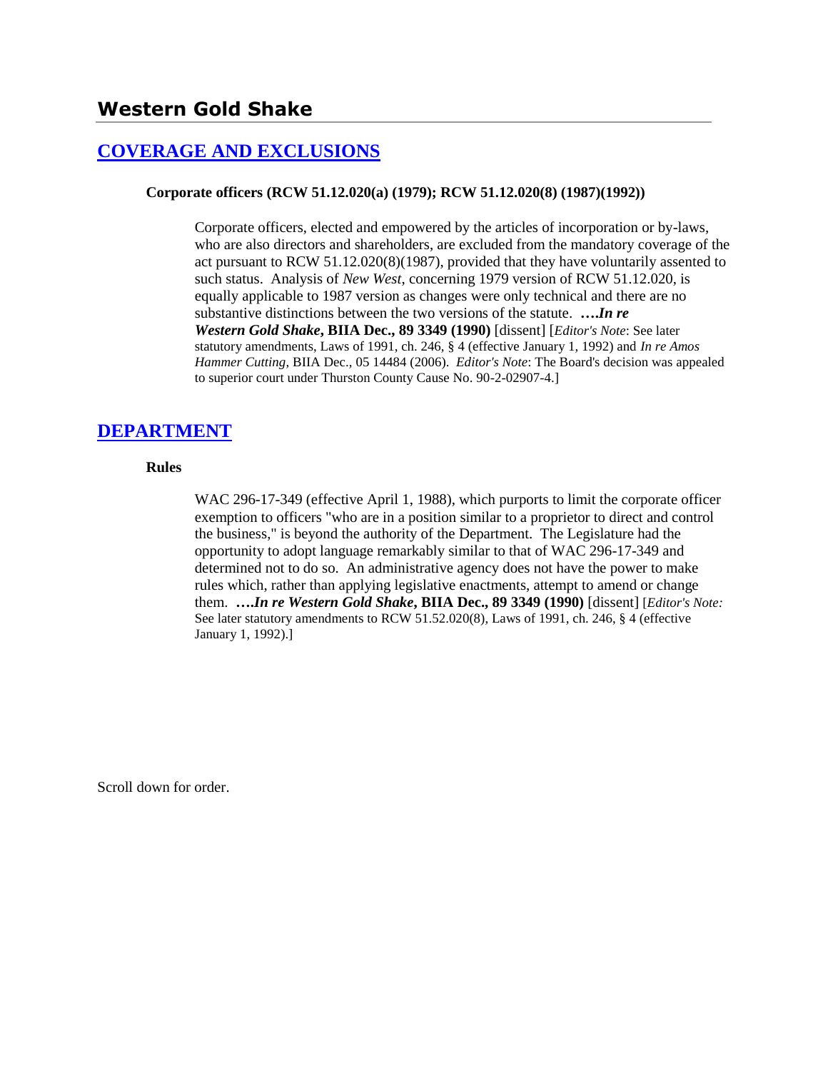# Western Gold Shake

## [COVERAGE AND EXCLUSIONS]

### Corporate officers (RCW 51.12.020(a) (1979); RCW 51.12.020(8) (1987)(1992))

> Corporate officers, elected and empowered by the articles of incorporation or by-laws, who are also directors and shareholders, are excluded from the mandatory coverage of the act pursuant to RCW 51.12.020(8)(1987), provided that they have voluntarily assented to such status. Analysis of *New West*, concerning 1979 version of RCW 51.12.020, is equally applicable to 1987 version as changes were only technical and there are no substantive distinctions between the two versions of the statute. ***….In re Western Gold Shake*, BIIA Dec., 89 3349 (1990)** [dissent] [*Editor's Note*: See later statutory amendments, Laws of 1991, ch. 246, § 4 (effective January 1, 1992) and *In re Amos Hammer Cutting*, BIIA Dec., 05 14484 (2006). *Editor's Note*: The Board's decision was appealed to superior court under Thurston County Cause No. 90-2-02907-4.]

## [DEPARTMENT]

### Rules

> WAC 296-17-349 (effective April 1, 1988), which purports to limit the corporate officer exemption to officers "who are in a position similar to a proprietor to direct and control the business," is beyond the authority of the Department. The Legislature had the opportunity to adopt language remarkably similar to that of WAC 296-17-349 and determined not to do so. An administrative agency does not have the power to make rules which, rather than applying legislative enactments, attempt to amend or change them. ***….In re Western Gold Shake*, BIIA Dec., 89 3349 (1990)** [dissent] [*Editor's Note:* See later statutory amendments to RCW 51.52.020(8), Laws of 1991, ch. 246, § 4 (effective January 1, 1992).]

Scroll down for order.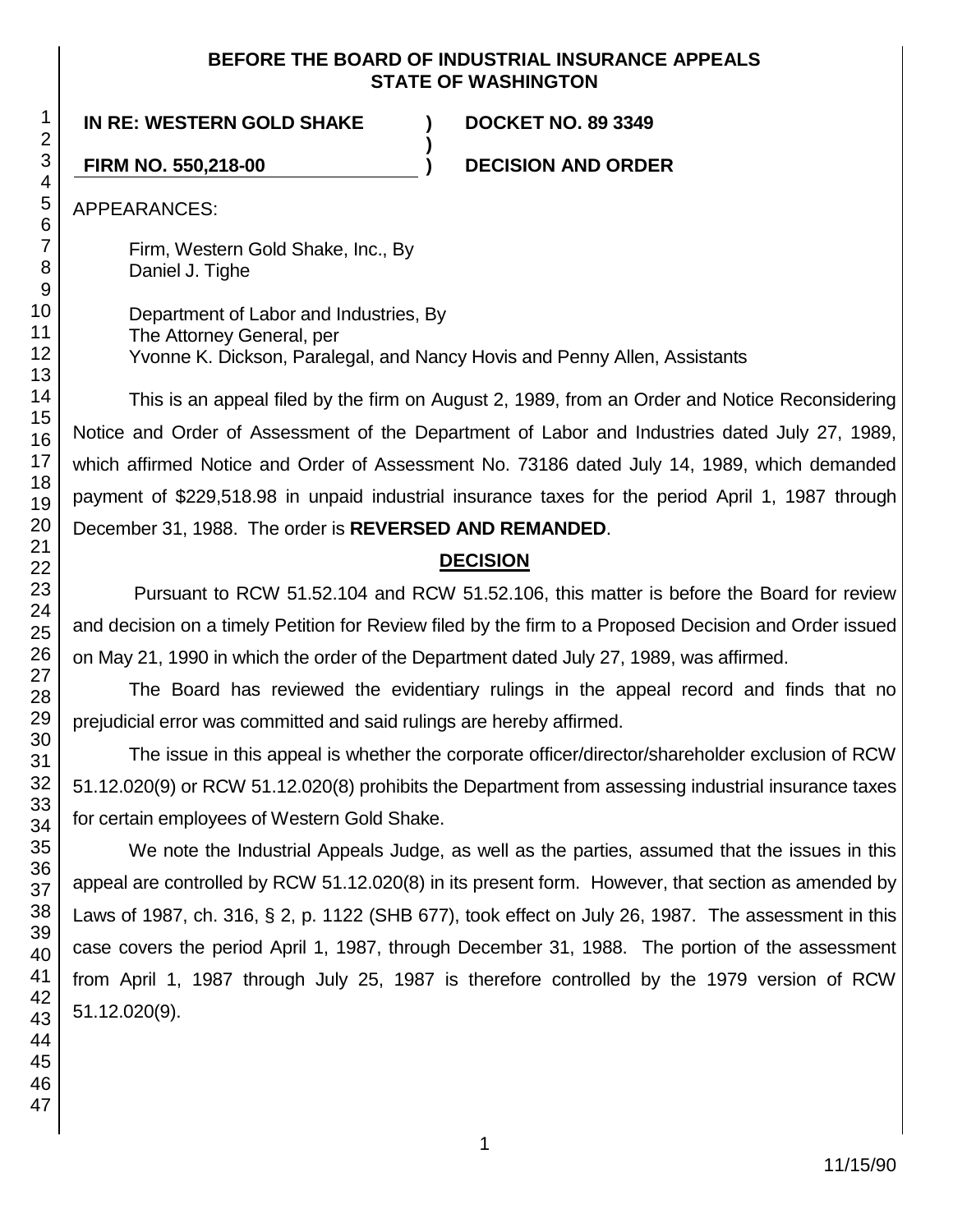**BEFORE THE BOARD OF INDUSTRIAL INSURANCE APPEALS**
**STATE OF WASHINGTON**

| | | |
|---|---|---|
| **IN RE: WESTERN GOLD SHAKE** | **)** | **DOCKET NO. 89 3349** |
| | **)** | |
| **FIRM NO. 550,218-00** | **)** | **DECISION AND ORDER** |

APPEARANCES:

Firm, Western Gold Shake, Inc., By
Daniel J. Tighe

Department of Labor and Industries, By
The Attorney General, per
Yvonne K. Dickson, Paralegal, and Nancy Hovis and Penny Allen, Assistants

This is an appeal filed by the firm on August 2, 1989, from an Order and Notice Reconsidering Notice and Order of Assessment of the Department of Labor and Industries dated July 27, 1989, which affirmed Notice and Order of Assessment No. 73186 dated July 14, 1989, which demanded payment of $229,518.98 in unpaid industrial insurance taxes for the period April 1, 1987 through December 31, 1988. The order is **REVERSED AND REMANDED**.

## DECISION

Pursuant to RCW 51.52.104 and RCW 51.52.106, this matter is before the Board for review and decision on a timely Petition for Review filed by the firm to a Proposed Decision and Order issued on May 21, 1990 in which the order of the Department dated July 27, 1989, was affirmed.

The Board has reviewed the evidentiary rulings in the appeal record and finds that no prejudicial error was committed and said rulings are hereby affirmed.

The issue in this appeal is whether the corporate officer/director/shareholder exclusion of RCW 51.12.020(9) or RCW 51.12.020(8) prohibits the Department from assessing industrial insurance taxes for certain employees of Western Gold Shake.

We note the Industrial Appeals Judge, as well as the parties, assumed that the issues in this appeal are controlled by RCW 51.12.020(8) in its present form. However, that section as amended by Laws of 1987, ch. 316, § 2, p. 1122 (SHB 677), took effect on July 26, 1987. The assessment in this case covers the period April 1, 1987, through December 31, 1988. The portion of the assessment from April 1, 1987 through July 25, 1987 is therefore controlled by the 1979 version of RCW 51.12.020(9).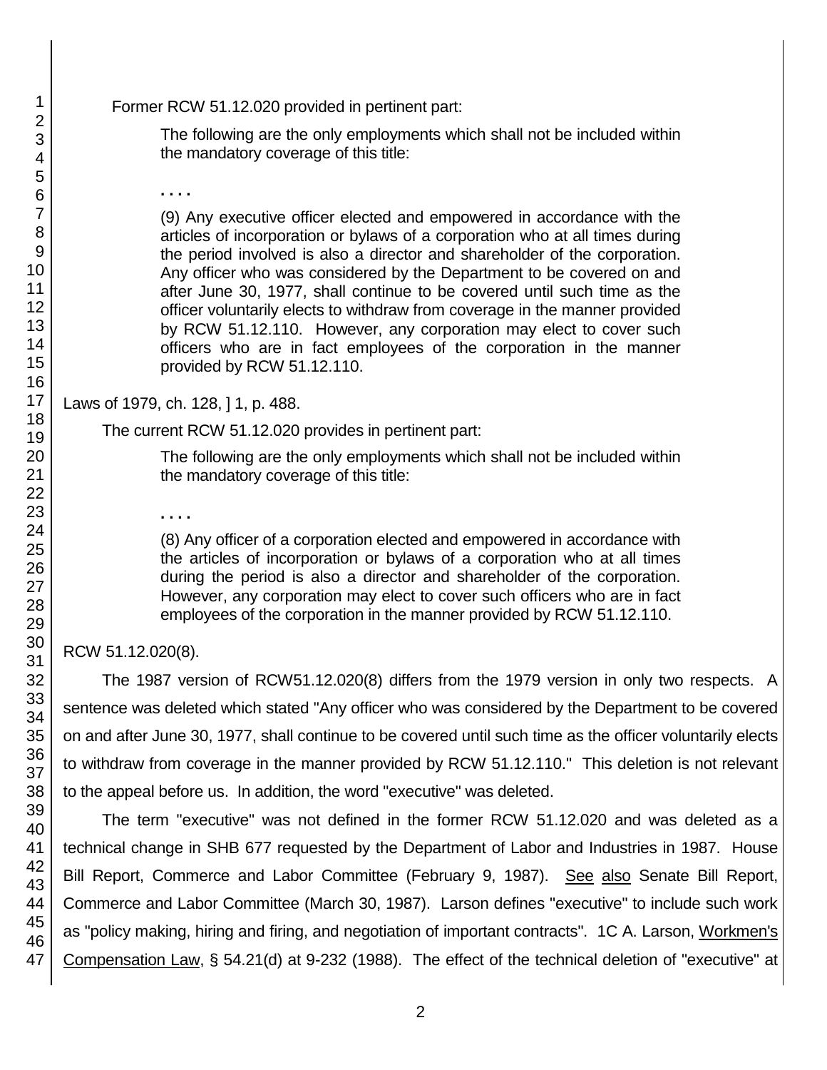Former RCW 51.12.020 provided in pertinent part:

> The following are the only employments which shall not be included within the mandatory coverage of this title:
>
> . . . .
>
> (9) Any executive officer elected and empowered in accordance with the articles of incorporation or bylaws of a corporation who at all times during the period involved is also a director and shareholder of the corporation. Any officer who was considered by the Department to be covered on and after June 30, 1977, shall continue to be covered until such time as the officer voluntarily elects to withdraw from coverage in the manner provided by RCW 51.12.110. However, any corporation may elect to cover such officers who are in fact employees of the corporation in the manner provided by RCW 51.12.110.

Laws of 1979, ch. 128, ] 1, p. 488.

The current RCW 51.12.020 provides in pertinent part:

> The following are the only employments which shall not be included within the mandatory coverage of this title:
>
> . . . .
>
> (8) Any officer of a corporation elected and empowered in accordance with the articles of incorporation or bylaws of a corporation who at all times during the period is also a director and shareholder of the corporation. However, any corporation may elect to cover such officers who are in fact employees of the corporation in the manner provided by RCW 51.12.110.

RCW 51.12.020(8).

The 1987 version of RCW51.12.020(8) differs from the 1979 version in only two respects. A sentence was deleted which stated "Any officer who was considered by the Department to be covered on and after June 30, 1977, shall continue to be covered until such time as the officer voluntarily elects to withdraw from coverage in the manner provided by RCW 51.12.110." This deletion is not relevant to the appeal before us. In addition, the word "executive" was deleted.

The term "executive" was not defined in the former RCW 51.12.020 and was deleted as a technical change in SHB 677 requested by the Department of Labor and Industries in 1987. House Bill Report, Commerce and Labor Committee (February 9, 1987). See also Senate Bill Report, Commerce and Labor Committee (March 30, 1987). Larson defines "executive" to include such work as "policy making, hiring and firing, and negotiation of important contracts". 1C A. Larson, Workmen's Compensation Law, § 54.21(d) at 9-232 (1988). The effect of the technical deletion of "executive" at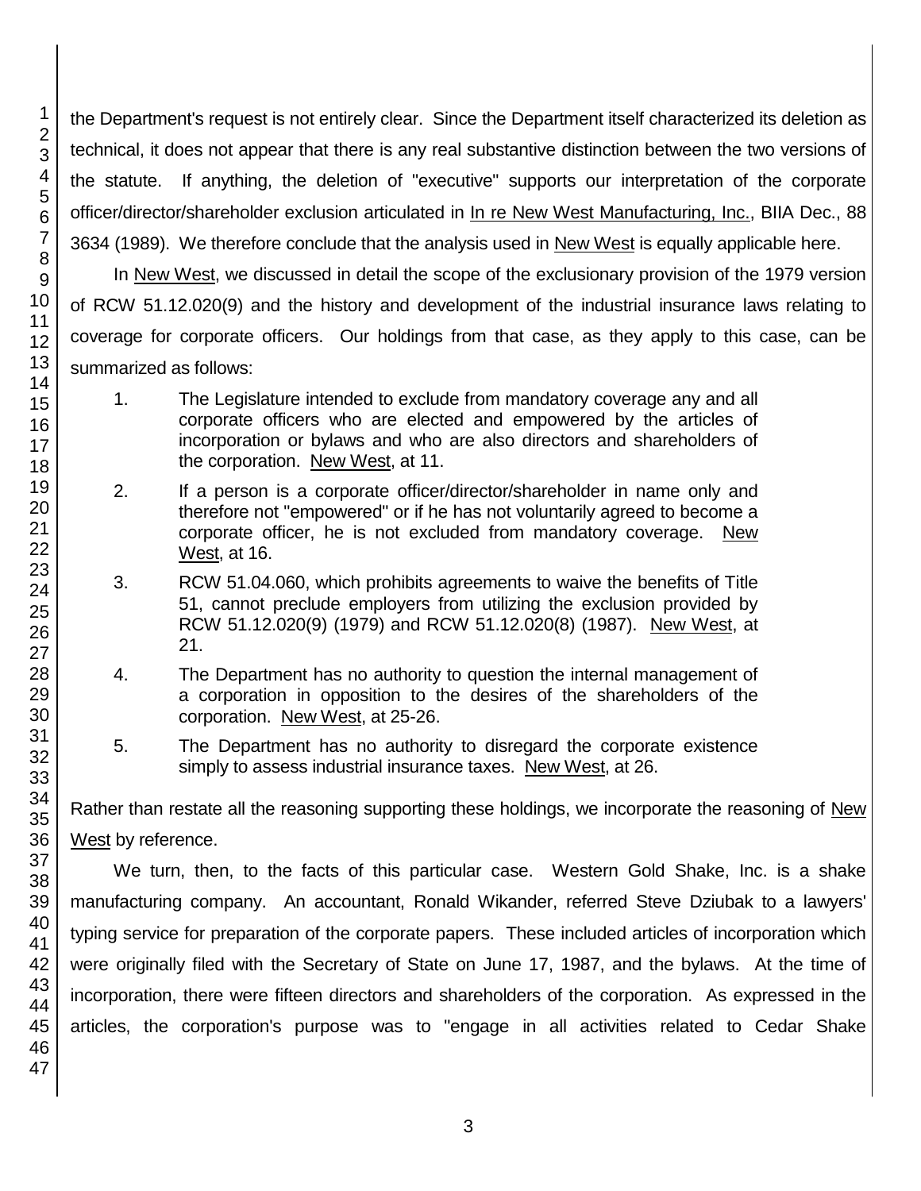the Department's request is not entirely clear. Since the Department itself characterized its deletion as technical, it does not appear that there is any real substantive distinction between the two versions of the statute. If anything, the deletion of "executive" supports our interpretation of the corporate officer/director/shareholder exclusion articulated in In re New West Manufacturing, Inc., BIIA Dec., 88 3634 (1989). We therefore conclude that the analysis used in New West is equally applicable here.

In New West, we discussed in detail the scope of the exclusionary provision of the 1979 version of RCW 51.12.020(9) and the history and development of the industrial insurance laws relating to coverage for corporate officers. Our holdings from that case, as they apply to this case, can be summarized as follows:

> 1. The Legislature intended to exclude from mandatory coverage any and all corporate officers who are elected and empowered by the articles of incorporation or bylaws and who are also directors and shareholders of the corporation. New West, at 11.
>
> 2. If a person is a corporate officer/director/shareholder in name only and therefore not "empowered" or if he has not voluntarily agreed to become a corporate officer, he is not excluded from mandatory coverage. New West, at 16.
>
> 3. RCW 51.04.060, which prohibits agreements to waive the benefits of Title 51, cannot preclude employers from utilizing the exclusion provided by RCW 51.12.020(9) (1979) and RCW 51.12.020(8) (1987). New West, at 21.
>
> 4. The Department has no authority to question the internal management of a corporation in opposition to the desires of the shareholders of the corporation. New West, at 25-26.
>
> 5. The Department has no authority to disregard the corporate existence simply to assess industrial insurance taxes. New West, at 26.

Rather than restate all the reasoning supporting these holdings, we incorporate the reasoning of New West by reference.

We turn, then, to the facts of this particular case. Western Gold Shake, Inc. is a shake manufacturing company. An accountant, Ronald Wikander, referred Steve Dziubak to a lawyers' typing service for preparation of the corporate papers. These included articles of incorporation which were originally filed with the Secretary of State on June 17, 1987, and the bylaws. At the time of incorporation, there were fifteen directors and shareholders of the corporation. As expressed in the articles, the corporation's purpose was to "engage in all activities related to Cedar Shake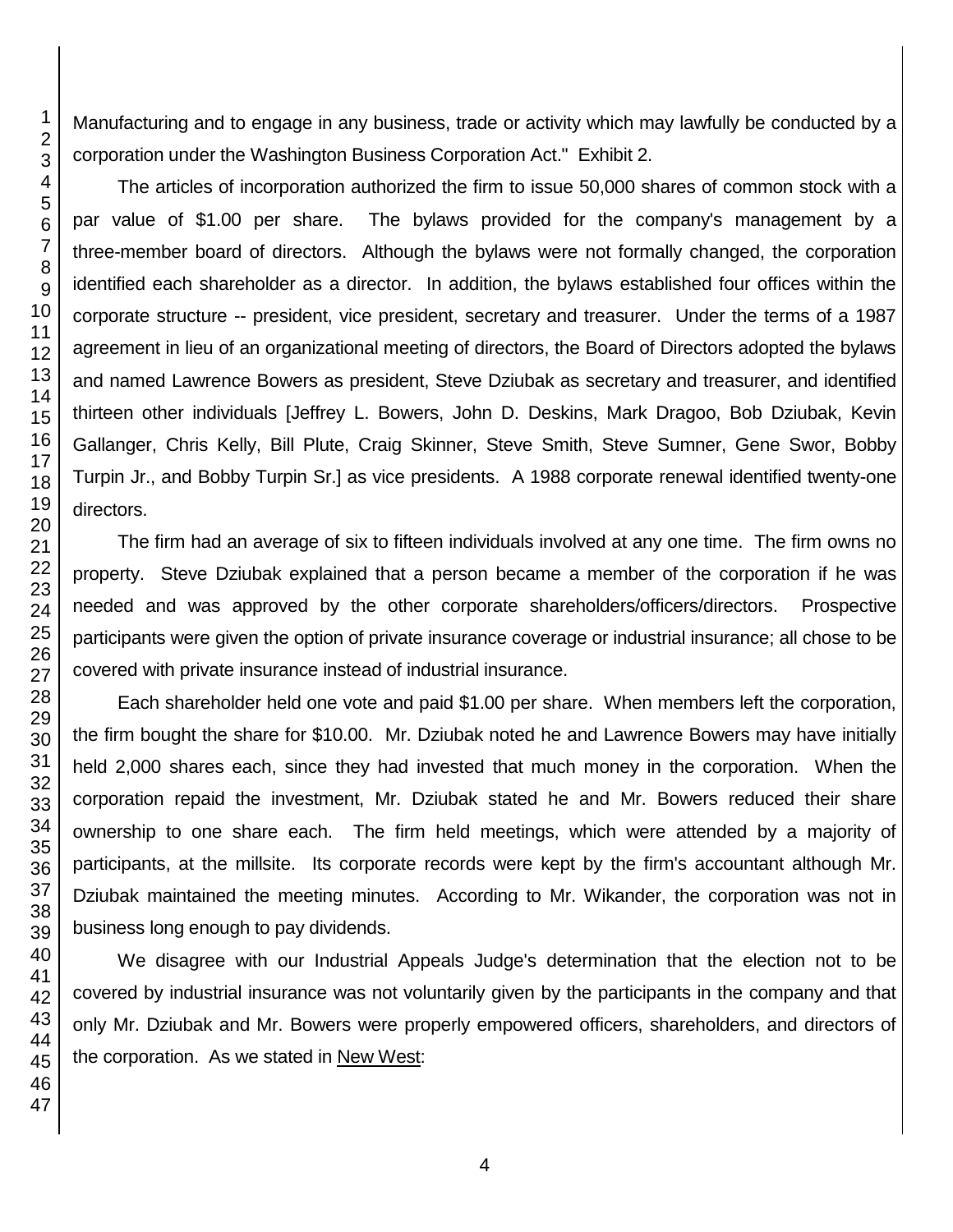Manufacturing and to engage in any business, trade or activity which may lawfully be conducted by a corporation under the Washington Business Corporation Act." Exhibit 2.

The articles of incorporation authorized the firm to issue 50,000 shares of common stock with a par value of $1.00 per share. The bylaws provided for the company's management by a three-member board of directors. Although the bylaws were not formally changed, the corporation identified each shareholder as a director. In addition, the bylaws established four offices within the corporate structure -- president, vice president, secretary and treasurer. Under the terms of a 1987 agreement in lieu of an organizational meeting of directors, the Board of Directors adopted the bylaws and named Lawrence Bowers as president, Steve Dziubak as secretary and treasurer, and identified thirteen other individuals [Jeffrey L. Bowers, John D. Deskins, Mark Dragoo, Bob Dziubak, Kevin Gallanger, Chris Kelly, Bill Plute, Craig Skinner, Steve Smith, Steve Sumner, Gene Swor, Bobby Turpin Jr., and Bobby Turpin Sr.] as vice presidents. A 1988 corporate renewal identified twenty-one directors.

The firm had an average of six to fifteen individuals involved at any one time. The firm owns no property. Steve Dziubak explained that a person became a member of the corporation if he was needed and was approved by the other corporate shareholders/officers/directors. Prospective participants were given the option of private insurance coverage or industrial insurance; all chose to be covered with private insurance instead of industrial insurance.

Each shareholder held one vote and paid $1.00 per share. When members left the corporation, the firm bought the share for $10.00. Mr. Dziubak noted he and Lawrence Bowers may have initially held 2,000 shares each, since they had invested that much money in the corporation. When the corporation repaid the investment, Mr. Dziubak stated he and Mr. Bowers reduced their share ownership to one share each. The firm held meetings, which were attended by a majority of participants, at the millsite. Its corporate records were kept by the firm's accountant although Mr. Dziubak maintained the meeting minutes. According to Mr. Wikander, the corporation was not in business long enough to pay dividends.

We disagree with our Industrial Appeals Judge's determination that the election not to be covered by industrial insurance was not voluntarily given by the participants in the company and that only Mr. Dziubak and Mr. Bowers were properly empowered officers, shareholders, and directors of the corporation. As we stated in New West: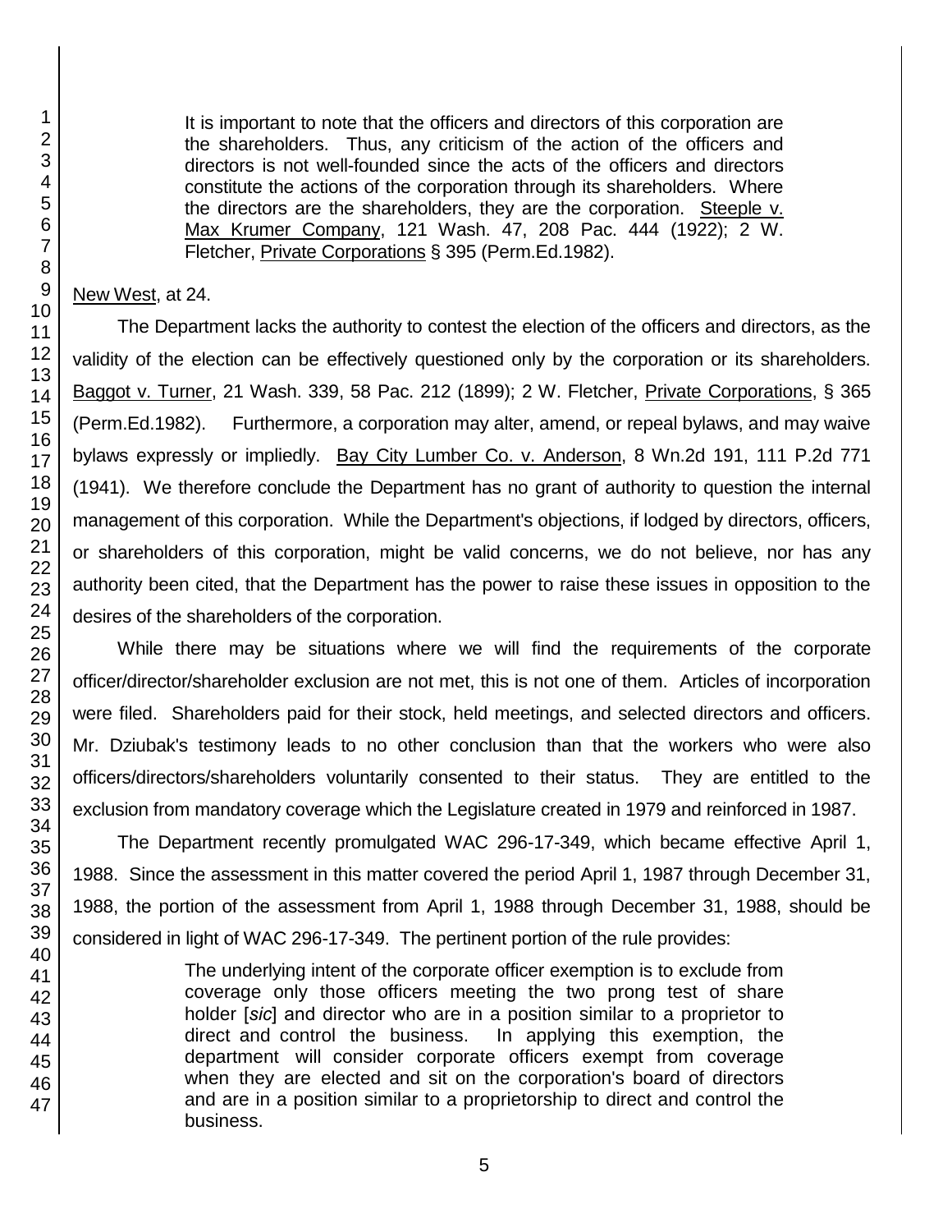> It is important to note that the officers and directors of this corporation are the shareholders. Thus, any criticism of the action of the officers and directors is not well-founded since the acts of the officers and directors constitute the actions of the corporation through its shareholders. Where the directors are the shareholders, they are the corporation. Steeple v. Max Krumer Company, 121 Wash. 47, 208 Pac. 444 (1922); 2 W. Fletcher, Private Corporations § 395 (Perm.Ed.1982).

New West, at 24.

The Department lacks the authority to contest the election of the officers and directors, as the validity of the election can be effectively questioned only by the corporation or its shareholders. Baggot v. Turner, 21 Wash. 339, 58 Pac. 212 (1899); 2 W. Fletcher, Private Corporations, § 365 (Perm.Ed.1982). Furthermore, a corporation may alter, amend, or repeal bylaws, and may waive bylaws expressly or impliedly. Bay City Lumber Co. v. Anderson, 8 Wn.2d 191, 111 P.2d 771 (1941). We therefore conclude the Department has no grant of authority to question the internal management of this corporation. While the Department's objections, if lodged by directors, officers, or shareholders of this corporation, might be valid concerns, we do not believe, nor has any authority been cited, that the Department has the power to raise these issues in opposition to the desires of the shareholders of the corporation.

While there may be situations where we will find the requirements of the corporate officer/director/shareholder exclusion are not met, this is not one of them. Articles of incorporation were filed. Shareholders paid for their stock, held meetings, and selected directors and officers. Mr. Dziubak's testimony leads to no other conclusion than that the workers who were also officers/directors/shareholders voluntarily consented to their status. They are entitled to the exclusion from mandatory coverage which the Legislature created in 1979 and reinforced in 1987.

The Department recently promulgated WAC 296-17-349, which became effective April 1, 1988. Since the assessment in this matter covered the period April 1, 1987 through December 31, 1988, the portion of the assessment from April 1, 1988 through December 31, 1988, should be considered in light of WAC 296-17-349. The pertinent portion of the rule provides:

> The underlying intent of the corporate officer exemption is to exclude from coverage only those officers meeting the two prong test of share holder [*sic*] and director who are in a position similar to a proprietor to direct and control the business. In applying this exemption, the department will consider corporate officers exempt from coverage when they are elected and sit on the corporation's board of directors and are in a position similar to a proprietorship to direct and control the business.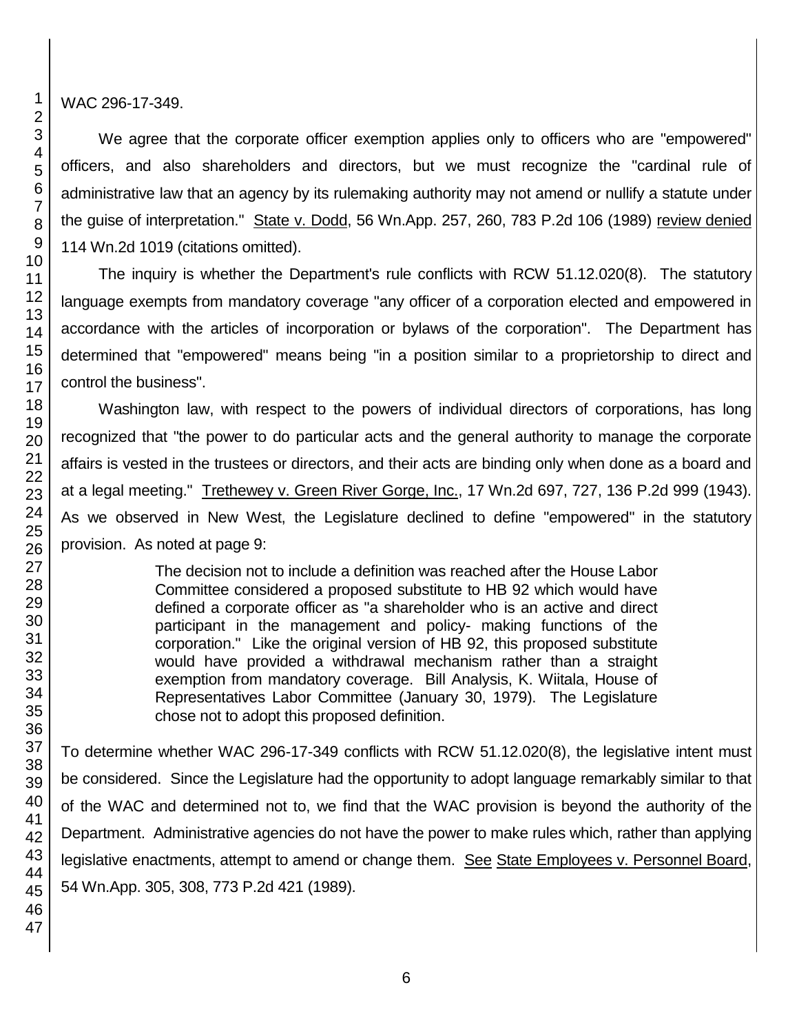WAC 296-17-349.

We agree that the corporate officer exemption applies only to officers who are "empowered" officers, and also shareholders and directors, but we must recognize the "cardinal rule of administrative law that an agency by its rulemaking authority may not amend or nullify a statute under the guise of interpretation." State v. Dodd, 56 Wn.App. 257, 260, 783 P.2d 106 (1989) review denied 114 Wn.2d 1019 (citations omitted).

The inquiry is whether the Department's rule conflicts with RCW 51.12.020(8). The statutory language exempts from mandatory coverage "any officer of a corporation elected and empowered in accordance with the articles of incorporation or bylaws of the corporation". The Department has determined that "empowered" means being "in a position similar to a proprietorship to direct and control the business".

Washington law, with respect to the powers of individual directors of corporations, has long recognized that "the power to do particular acts and the general authority to manage the corporate affairs is vested in the trustees or directors, and their acts are binding only when done as a board and at a legal meeting." Trethewey v. Green River Gorge, Inc., 17 Wn.2d 697, 727, 136 P.2d 999 (1943). As we observed in New West, the Legislature declined to define "empowered" in the statutory provision. As noted at page 9:

> The decision not to include a definition was reached after the House Labor Committee considered a proposed substitute to HB 92 which would have defined a corporate officer as "a shareholder who is an active and direct participant in the management and policy- making functions of the corporation." Like the original version of HB 92, this proposed substitute would have provided a withdrawal mechanism rather than a straight exemption from mandatory coverage. Bill Analysis, K. Wiitala, House of Representatives Labor Committee (January 30, 1979). The Legislature chose not to adopt this proposed definition.

To determine whether WAC 296-17-349 conflicts with RCW 51.12.020(8), the legislative intent must be considered. Since the Legislature had the opportunity to adopt language remarkably similar to that of the WAC and determined not to, we find that the WAC provision is beyond the authority of the Department. Administrative agencies do not have the power to make rules which, rather than applying legislative enactments, attempt to amend or change them. See State Employees v. Personnel Board, 54 Wn.App. 305, 308, 773 P.2d 421 (1989).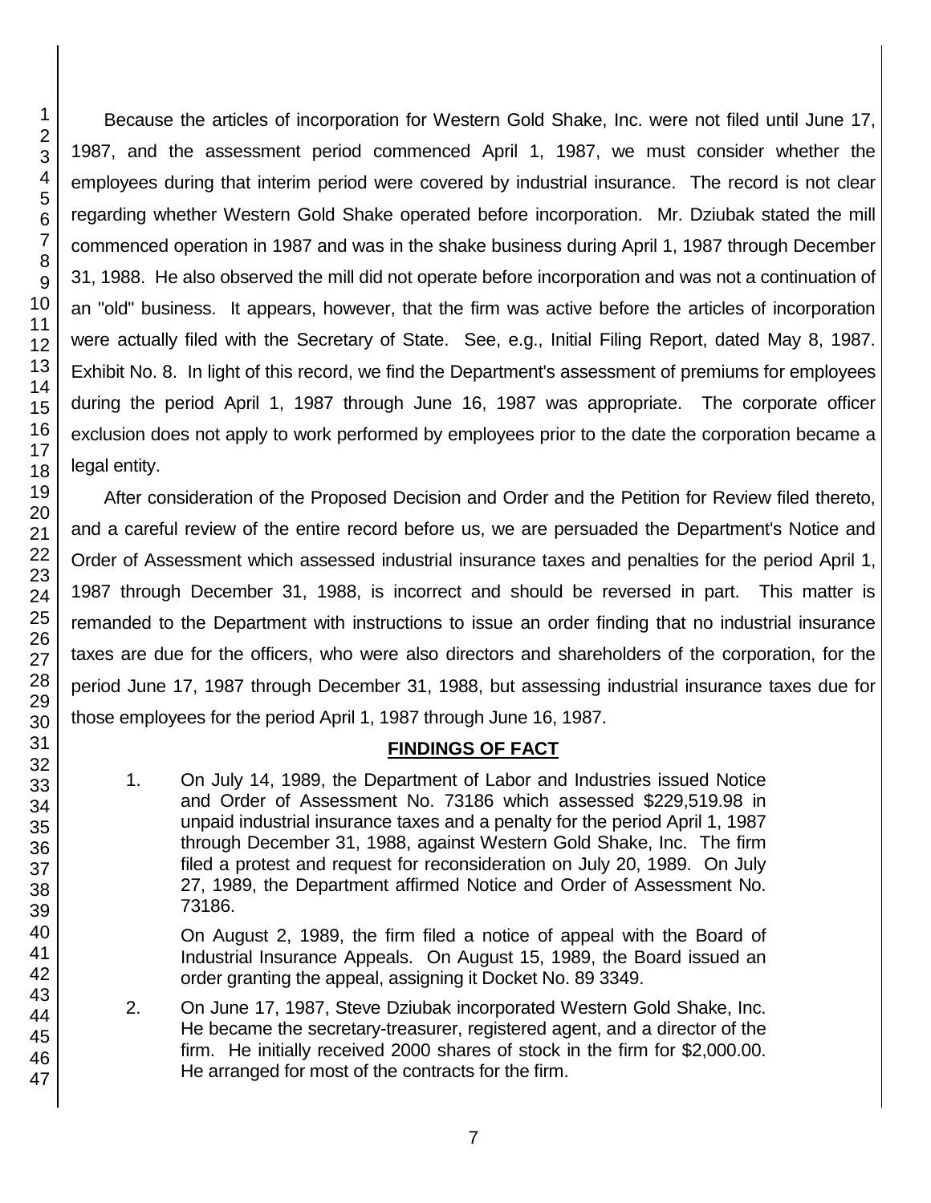Because the articles of incorporation for Western Gold Shake, Inc. were not filed until June 17, 1987, and the assessment period commenced April 1, 1987, we must consider whether the employees during that interim period were covered by industrial insurance. The record is not clear regarding whether Western Gold Shake operated before incorporation. Mr. Dziubak stated the mill commenced operation in 1987 and was in the shake business during April 1, 1987 through December 31, 1988. He also observed the mill did not operate before incorporation and was not a continuation of an "old" business. It appears, however, that the firm was active before the articles of incorporation were actually filed with the Secretary of State. See, e.g., Initial Filing Report, dated May 8, 1987. Exhibit No. 8. In light of this record, we find the Department's assessment of premiums for employees during the period April 1, 1987 through June 16, 1987 was appropriate. The corporate officer exclusion does not apply to work performed by employees prior to the date the corporation became a legal entity.

After consideration of the Proposed Decision and Order and the Petition for Review filed thereto, and a careful review of the entire record before us, we are persuaded the Department's Notice and Order of Assessment which assessed industrial insurance taxes and penalties for the period April 1, 1987 through December 31, 1988, is incorrect and should be reversed in part. This matter is remanded to the Department with instructions to issue an order finding that no industrial insurance taxes are due for the officers, who were also directors and shareholders of the corporation, for the period June 17, 1987 through December 31, 1988, but assessing industrial insurance taxes due for those employees for the period April 1, 1987 through June 16, 1987.

## FINDINGS OF FACT

1. On July 14, 1989, the Department of Labor and Industries issued Notice and Order of Assessment No. 73186 which assessed $229,519.98 in unpaid industrial insurance taxes and a penalty for the period April 1, 1987 through December 31, 1988, against Western Gold Shake, Inc. The firm filed a protest and request for reconsideration on July 20, 1989. On July 27, 1989, the Department affirmed Notice and Order of Assessment No. 73186.

   On August 2, 1989, the firm filed a notice of appeal with the Board of Industrial Insurance Appeals. On August 15, 1989, the Board issued an order granting the appeal, assigning it Docket No. 89 3349.

2. On June 17, 1987, Steve Dziubak incorporated Western Gold Shake, Inc. He became the secretary-treasurer, registered agent, and a director of the firm. He initially received 2000 shares of stock in the firm for $2,000.00. He arranged for most of the contracts for the firm.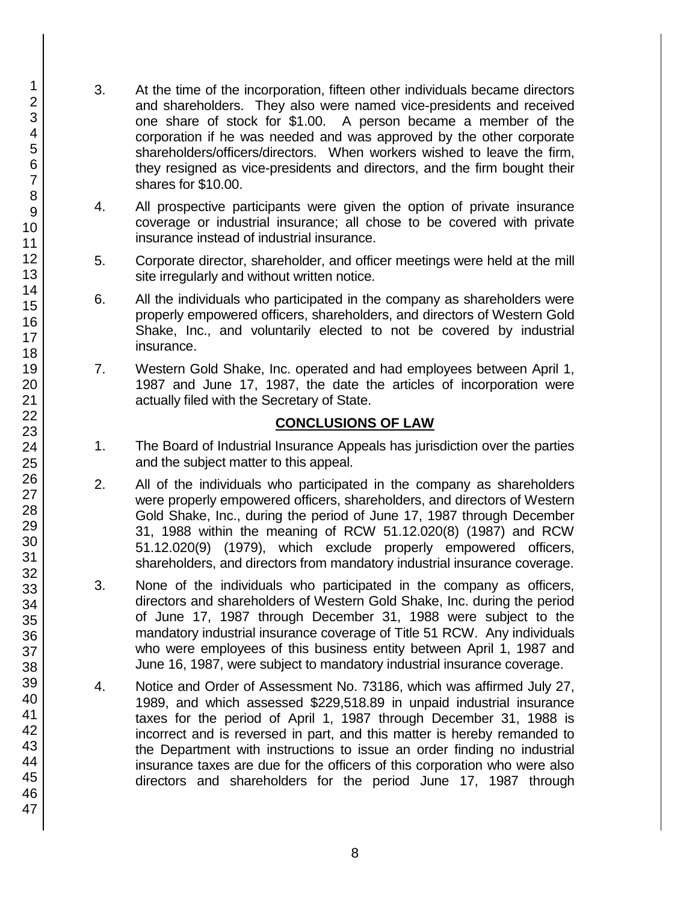3. At the time of the incorporation, fifteen other individuals became directors and shareholders. They also were named vice-presidents and received one share of stock for $1.00. A person became a member of the corporation if he was needed and was approved by the other corporate shareholders/officers/directors. When workers wished to leave the firm, they resigned as vice-presidents and directors, and the firm bought their shares for $10.00.

4. All prospective participants were given the option of private insurance coverage or industrial insurance; all chose to be covered with private insurance instead of industrial insurance.

5. Corporate director, shareholder, and officer meetings were held at the mill site irregularly and without written notice.

6. All the individuals who participated in the company as shareholders were properly empowered officers, shareholders, and directors of Western Gold Shake, Inc., and voluntarily elected to not be covered by industrial insurance.

7. Western Gold Shake, Inc. operated and had employees between April 1, 1987 and June 17, 1987, the date the articles of incorporation were actually filed with the Secretary of State.

## CONCLUSIONS OF LAW

1. The Board of Industrial Insurance Appeals has jurisdiction over the parties and the subject matter to this appeal.

2. All of the individuals who participated in the company as shareholders were properly empowered officers, shareholders, and directors of Western Gold Shake, Inc., during the period of June 17, 1987 through December 31, 1988 within the meaning of RCW 51.12.020(8) (1987) and RCW 51.12.020(9) (1979), which exclude properly empowered officers, shareholders, and directors from mandatory industrial insurance coverage.

3. None of the individuals who participated in the company as officers, directors and shareholders of Western Gold Shake, Inc. during the period of June 17, 1987 through December 31, 1988 were subject to the mandatory industrial insurance coverage of Title 51 RCW. Any individuals who were employees of this business entity between April 1, 1987 and June 16, 1987, were subject to mandatory industrial insurance coverage.

4. Notice and Order of Assessment No. 73186, which was affirmed July 27, 1989, and which assessed $229,518.89 in unpaid industrial insurance taxes for the period of April 1, 1987 through December 31, 1988 is incorrect and is reversed in part, and this matter is hereby remanded to the Department with instructions to issue an order finding no industrial insurance taxes are due for the officers of this corporation who were also directors and shareholders for the period June 17, 1987 through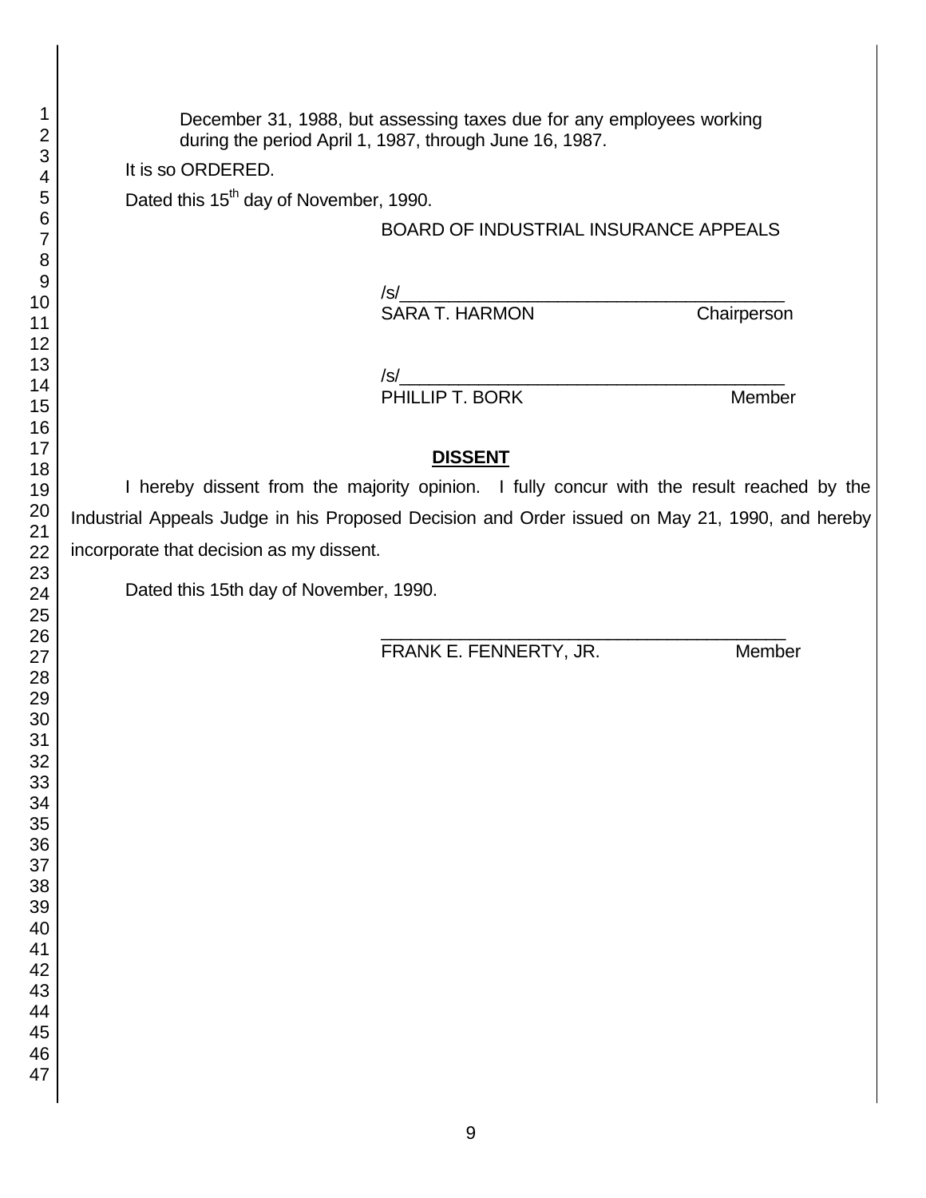December 31, 1988, but assessing taxes due for any employees working during the period April 1, 1987, through June 16, 1987.

It is so ORDERED.

Dated this 15th day of November, 1990.

BOARD OF INDUSTRIAL INSURANCE APPEALS

/s/________________________________________
SARA T. HARMON                    Chairperson

/s/________________________________________
PHILLIP T. BORK                    Member

**DISSENT**

I hereby dissent from the majority opinion. I fully concur with the result reached by the Industrial Appeals Judge in his Proposed Decision and Order issued on May 21, 1990, and hereby incorporate that decision as my dissent.

Dated this 15th day of November, 1990.

________________________________________
FRANK E. FENNERTY, JR.                    Member